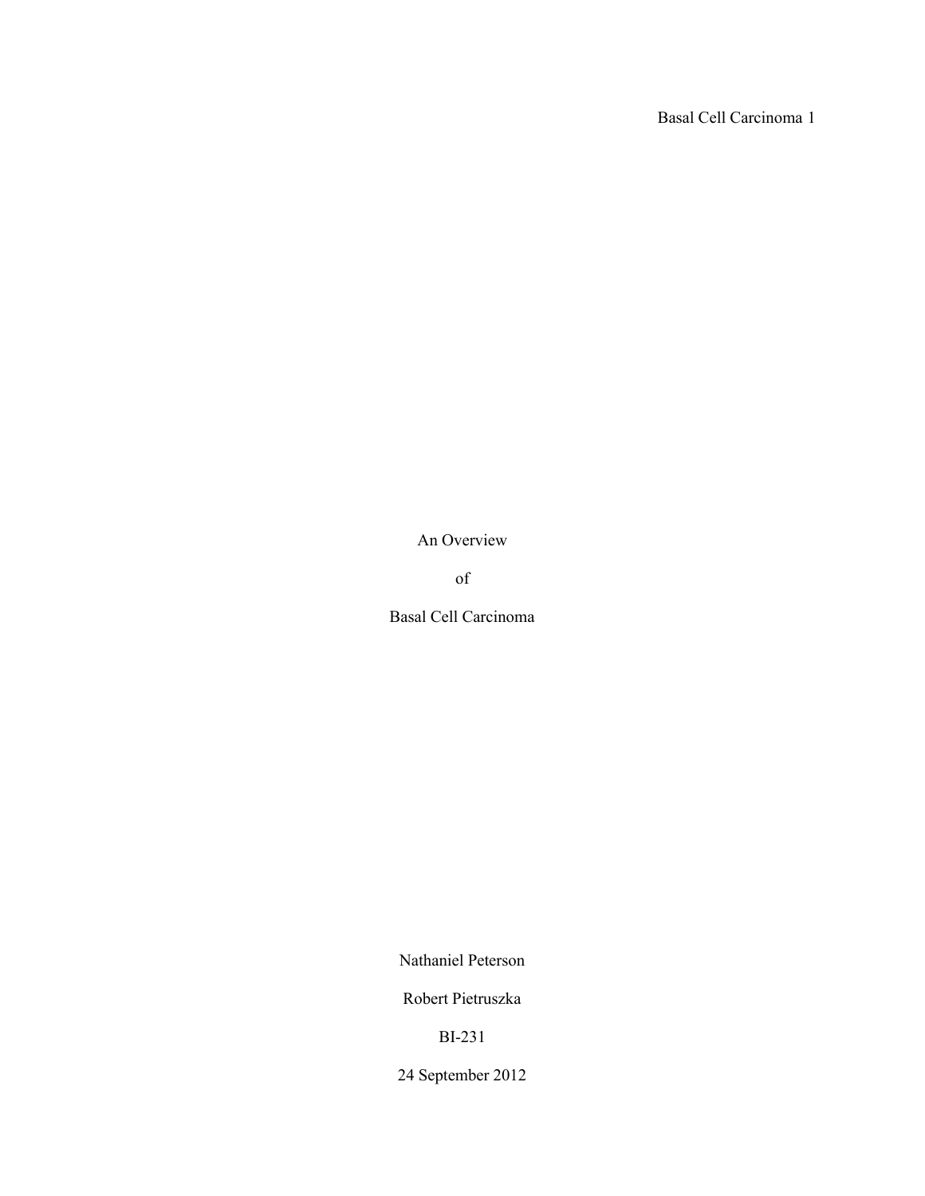# An Overview

# of

# Basal Cell Carcinoma

Nathaniel Peterson

Robert Pietruszka

BI-231

24 September 2012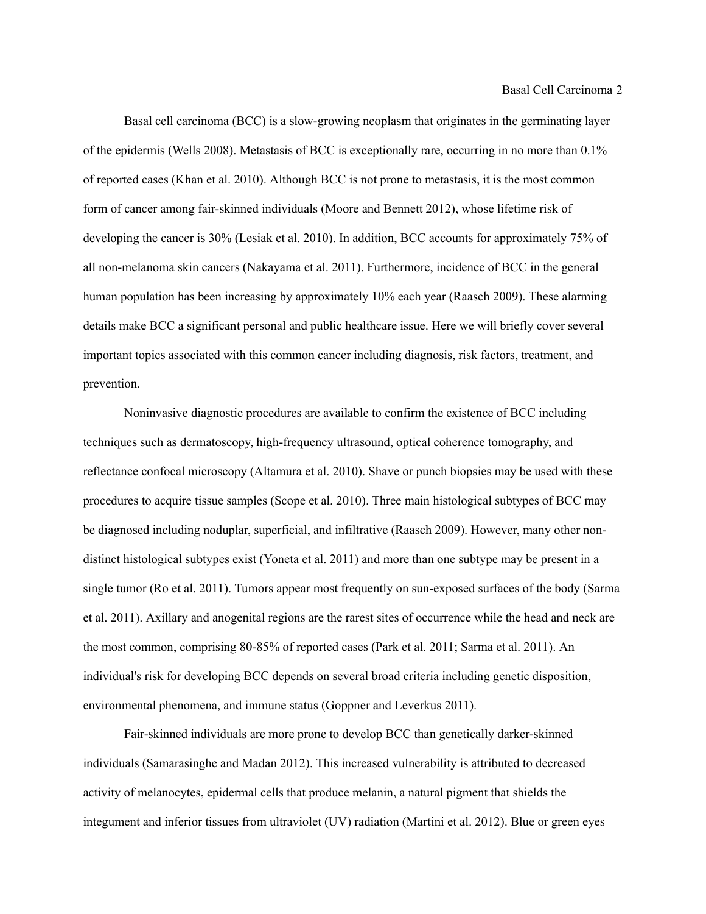Basal cell carcinoma (BCC) is a slow-growing neoplasm that originates in the germinating layer of the epidermis (Wells 2008). Metastasis of BCC is exceptionally rare, occurring in no more than 0.1% of reported cases (Khan et al. 2010). Although BCC is not prone to metastasis, it is the most common form of cancer among fair-skinned individuals (Moore and Bennett 2012), whose lifetime risk of developing the cancer is 30% (Lesiak et al. 2010). In addition, BCC accounts for approximately 75% of all non-melanoma skin cancers (Nakayama et al. 2011). Furthermore, incidence of BCC in the general human population has been increasing by approximately 10% each year (Raasch 2009). These alarming details make BCC a significant personal and public healthcare issue. Here we will briefly cover several important topics associated with this common cancer including diagnosis, risk factors, treatment, and prevention.

Noninvasive diagnostic procedures are available to confirm the existence of BCC including techniques such as dermatoscopy, high-frequency ultrasound, optical coherence tomography, and reflectance confocal microscopy (Altamura et al. 2010). Shave or punch biopsies may be used with these procedures to acquire tissue samples (Scope et al. 2010). Three main histological subtypes of BCC may be diagnosed including noduplar, superficial, and infiltrative (Raasch 2009). However, many other non-distinct histological subtypes exist (Yoneta et al. 2011) and more than one subtype may be present in a single tumor (Ro et al. 2011). Tumors appear most frequently on sun-exposed surfaces of the body (Sarma et al. 2011). Axillary and anogenital regions are the rarest sites of occurrence while the head and neck are the most common, comprising 80-85% of reported cases (Park et al. 2011; Sarma et al. 2011). An individual's risk for developing BCC depends on several broad criteria including genetic disposition, environmental phenomena, and immune status (Goppner and Leverkus 2011).

Fair-skinned individuals are more prone to develop BCC than genetically darker-skinned individuals (Samarasinghe and Madan 2012). This increased vulnerability is attributed to decreased activity of melanocytes, epidermal cells that produce melanin, a natural pigment that shields the integument and inferior tissues from ultraviolet (UV) radiation (Martini et al. 2012). Blue or green eyes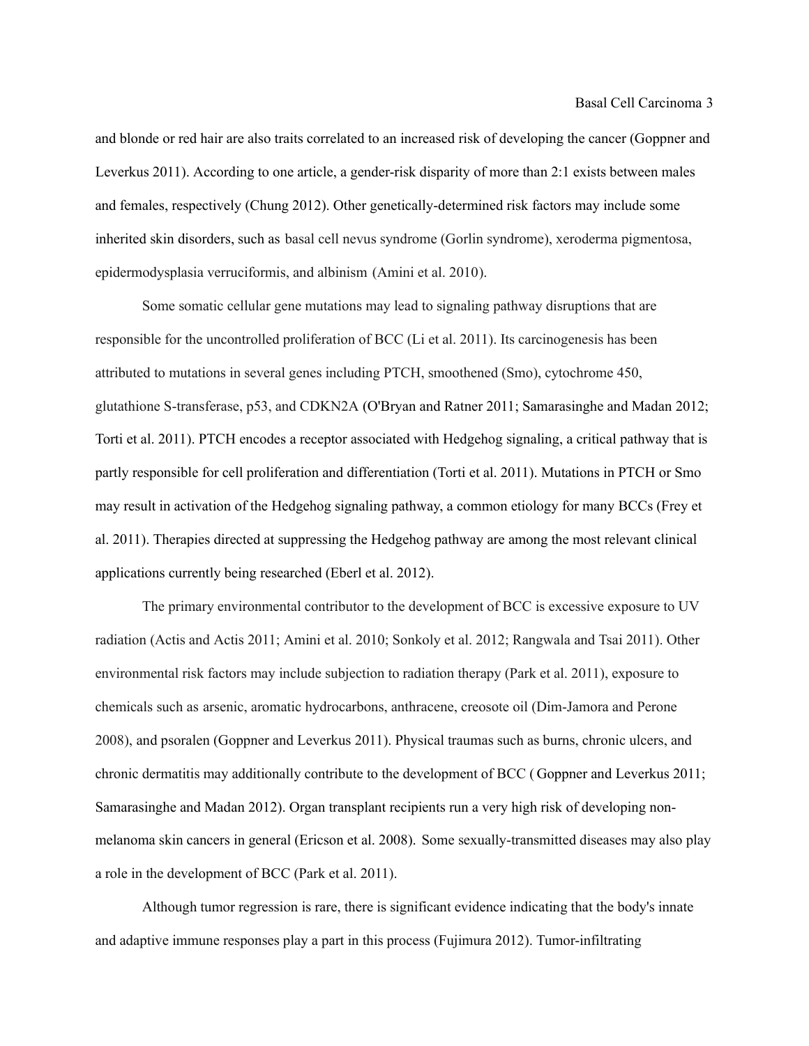and blonde or red hair are also traits correlated to an increased risk of developing the cancer (Goppner and Leverkus 2011). According to one article, a gender-risk disparity of more than 2:1 exists between males and females, respectively (Chung 2012). Other genetically-determined risk factors may include some inherited skin disorders, such as basal cell nevus syndrome (Gorlin syndrome), xeroderma pigmentosa, epidermodysplasia verruciformis, and albinism (Amini et al. 2010).

Some somatic cellular gene mutations may lead to signaling pathway disruptions that are responsible for the uncontrolled proliferation of BCC (Li et al. 2011). Its carcinogenesis has been attributed to mutations in several genes including PTCH, smoothened (Smo), cytochrome 450, glutathione S-transferase, p53, and CDKN2A (O'Bryan and Ratner 2011; Samarasinghe and Madan 2012; Torti et al. 2011). PTCH encodes a receptor associated with Hedgehog signaling, a critical pathway that is partly responsible for cell proliferation and differentiation (Torti et al. 2011). Mutations in PTCH or Smo may result in activation of the Hedgehog signaling pathway, a common etiology for many BCCs (Frey et al. 2011). Therapies directed at suppressing the Hedgehog pathway are among the most relevant clinical applications currently being researched (Eberl et al. 2012).

The primary environmental contributor to the development of BCC is excessive exposure to UV radiation (Actis and Actis 2011; Amini et al. 2010; Sonkoly et al. 2012; Rangwala and Tsai 2011). Other environmental risk factors may include subjection to radiation therapy (Park et al. 2011), exposure to chemicals such as arsenic, aromatic hydrocarbons, anthracene, creosote oil (Dim-Jamora and Perone 2008), and psoralen (Goppner and Leverkus 2011). Physical traumas such as burns, chronic ulcers, and chronic dermatitis may additionally contribute to the development of BCC ( Goppner and Leverkus 2011; Samarasinghe and Madan 2012). Organ transplant recipients run a very high risk of developing non-melanoma skin cancers in general (Ericson et al. 2008). Some sexually-transmitted diseases may also play a role in the development of BCC (Park et al. 2011).

Although tumor regression is rare, there is significant evidence indicating that the body's innate and adaptive immune responses play a part in this process (Fujimura 2012). Tumor-infiltrating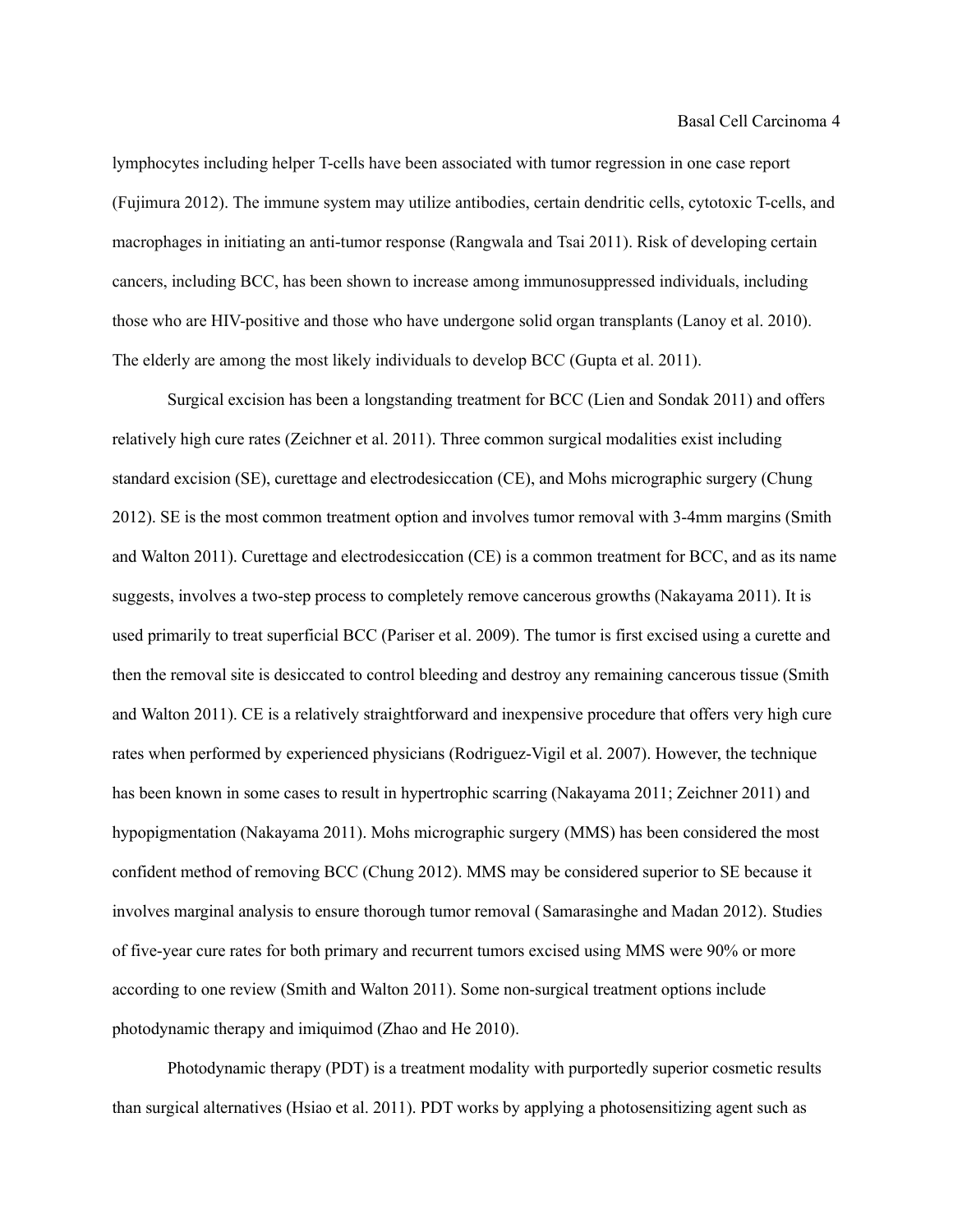lymphocytes including helper T-cells have been associated with tumor regression in one case report (Fujimura 2012). The immune system may utilize antibodies, certain dendritic cells, cytotoxic T-cells, and macrophages in initiating an anti-tumor response (Rangwala and Tsai 2011). Risk of developing certain cancers, including BCC, has been shown to increase among immunosuppressed individuals, including those who are HIV-positive and those who have undergone solid organ transplants (Lanoy et al. 2010). The elderly are among the most likely individuals to develop BCC (Gupta et al. 2011).

Surgical excision has been a longstanding treatment for BCC (Lien and Sondak 2011) and offers relatively high cure rates (Zeichner et al. 2011). Three common surgical modalities exist including standard excision (SE), curettage and electrodesiccation (CE), and Mohs micrographic surgery (Chung 2012). SE is the most common treatment option and involves tumor removal with 3-4mm margins (Smith and Walton 2011). Curettage and electrodesiccation (CE) is a common treatment for BCC, and as its name suggests, involves a two-step process to completely remove cancerous growths (Nakayama 2011). It is used primarily to treat superficial BCC (Pariser et al. 2009). The tumor is first excised using a curette and then the removal site is desiccated to control bleeding and destroy any remaining cancerous tissue (Smith and Walton 2011). CE is a relatively straightforward and inexpensive procedure that offers very high cure rates when performed by experienced physicians (Rodriguez-Vigil et al. 2007). However, the technique has been known in some cases to result in hypertrophic scarring (Nakayama 2011; Zeichner 2011) and hypopigmentation (Nakayama 2011). Mohs micrographic surgery (MMS) has been considered the most confident method of removing BCC (Chung 2012). MMS may be considered superior to SE because it involves marginal analysis to ensure thorough tumor removal ( Samarasinghe and Madan 2012). Studies of five-year cure rates for both primary and recurrent tumors excised using MMS were 90% or more according to one review (Smith and Walton 2011). Some non-surgical treatment options include photodynamic therapy and imiquimod (Zhao and He 2010).

Photodynamic therapy (PDT) is a treatment modality with purportedly superior cosmetic results than surgical alternatives (Hsiao et al. 2011). PDT works by applying a photosensitizing agent such as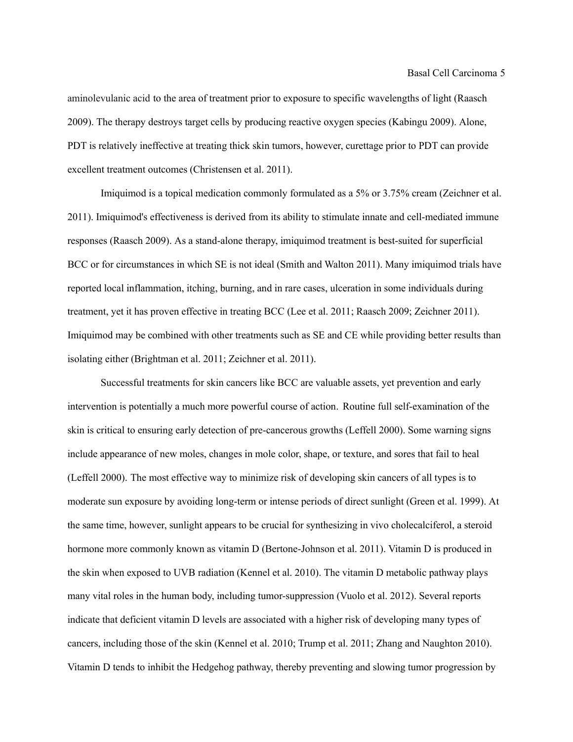aminolevulanic acid to the area of treatment prior to exposure to specific wavelengths of light (Raasch 2009). The therapy destroys target cells by producing reactive oxygen species (Kabingu 2009). Alone, PDT is relatively ineffective at treating thick skin tumors, however, curettage prior to PDT can provide excellent treatment outcomes (Christensen et al. 2011).

Imiquimod is a topical medication commonly formulated as a 5% or 3.75% cream (Zeichner et al. 2011). Imiquimod's effectiveness is derived from its ability to stimulate innate and cell-mediated immune responses (Raasch 2009). As a stand-alone therapy, imiquimod treatment is best-suited for superficial BCC or for circumstances in which SE is not ideal (Smith and Walton 2011). Many imiquimod trials have reported local inflammation, itching, burning, and in rare cases, ulceration in some individuals during treatment, yet it has proven effective in treating BCC (Lee et al. 2011; Raasch 2009; Zeichner 2011). Imiquimod may be combined with other treatments such as SE and CE while providing better results than isolating either (Brightman et al. 2011; Zeichner et al. 2011).

Successful treatments for skin cancers like BCC are valuable assets, yet prevention and early intervention is potentially a much more powerful course of action. Routine full self-examination of the skin is critical to ensuring early detection of pre-cancerous growths (Leffell 2000). Some warning signs include appearance of new moles, changes in mole color, shape, or texture, and sores that fail to heal (Leffell 2000). The most effective way to minimize risk of developing skin cancers of all types is to moderate sun exposure by avoiding long-term or intense periods of direct sunlight (Green et al. 1999). At the same time, however, sunlight appears to be crucial for synthesizing in vivo cholecalciferol, a steroid hormone more commonly known as vitamin D (Bertone-Johnson et al. 2011). Vitamin D is produced in the skin when exposed to UVB radiation (Kennel et al. 2010). The vitamin D metabolic pathway plays many vital roles in the human body, including tumor-suppression (Vuolo et al. 2012). Several reports indicate that deficient vitamin D levels are associated with a higher risk of developing many types of cancers, including those of the skin (Kennel et al. 2010; Trump et al. 2011; Zhang and Naughton 2010). Vitamin D tends to inhibit the Hedgehog pathway, thereby preventing and slowing tumor progression by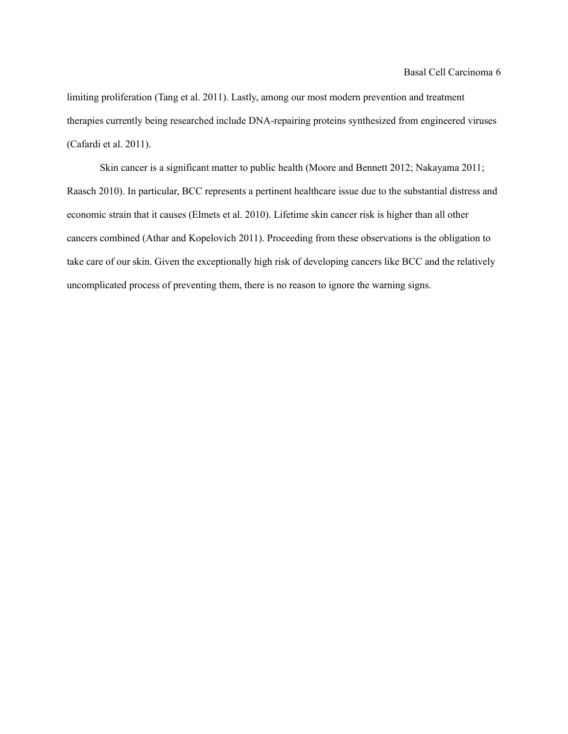limiting proliferation (Tang et al. 2011). Lastly, among our most modern prevention and treatment therapies currently being researched include DNA-repairing proteins synthesized from engineered viruses (Cafardi et al. 2011).

Skin cancer is a significant matter to public health (Moore and Bennett 2012; Nakayama 2011; Raasch 2010). In particular, BCC represents a pertinent healthcare issue due to the substantial distress and economic strain that it causes (Elmets et al. 2010). Lifetime skin cancer risk is higher than all other cancers combined (Athar and Kopelovich 2011). Proceeding from these observations is the obligation to take care of our skin. Given the exceptionally high risk of developing cancers like BCC and the relatively uncomplicated process of preventing them, there is no reason to ignore the warning signs.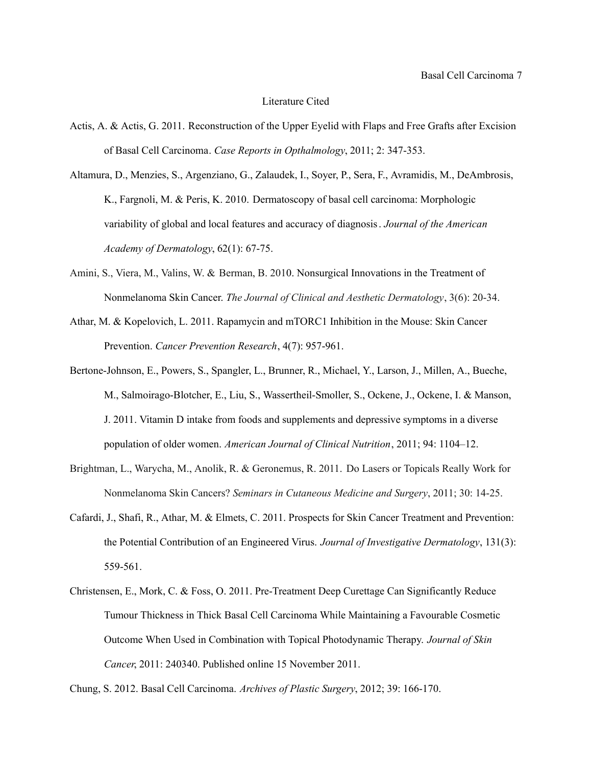# Literature Cited

Actis, A. & Actis, G. 2011. Reconstruction of the Upper Eyelid with Flaps and Free Grafts after Excision of Basal Cell Carcinoma. *Case Reports in Opthalmology*, 2011; 2: 347-353.

Altamura, D., Menzies, S., Argenziano, G., Zalaudek, I., Soyer, P., Sera, F., Avramidis, M., DeAmbrosis, K., Fargnoli, M. & Peris, K. 2010. Dermatoscopy of basal cell carcinoma: Morphologic variability of global and local features and accuracy of diagnosis. *Journal of the American Academy of Dermatology*, 62(1): 67-75.

Amini, S., Viera, M., Valins, W. & Berman, B. 2010. Nonsurgical Innovations in the Treatment of Nonmelanoma Skin Cancer. *The Journal of Clinical and Aesthetic Dermatology*, 3(6): 20-34.

Athar, M. & Kopelovich, L. 2011. Rapamycin and mTORC1 Inhibition in the Mouse: Skin Cancer Prevention. *Cancer Prevention Research*, 4(7): 957-961.

Bertone-Johnson, E., Powers, S., Spangler, L., Brunner, R., Michael, Y., Larson, J., Millen, A., Bueche, M., Salmoirago-Blotcher, E., Liu, S., Wassertheil-Smoller, S., Ockene, J., Ockene, I. & Manson, J. 2011. Vitamin D intake from foods and supplements and depressive symptoms in a diverse population of older women. *American Journal of Clinical Nutrition*, 2011; 94: 1104–12.

Brightman, L., Warycha, M., Anolik, R. & Geronemus, R. 2011. Do Lasers or Topicals Really Work for Nonmelanoma Skin Cancers? *Seminars in Cutaneous Medicine and Surgery*, 2011; 30: 14-25.

Cafardi, J., Shafi, R., Athar, M. & Elmets, C. 2011. Prospects for Skin Cancer Treatment and Prevention: the Potential Contribution of an Engineered Virus. *Journal of Investigative Dermatology*, 131(3): 559-561.

Christensen, E., Mork, C. & Foss, O. 2011. Pre-Treatment Deep Curettage Can Significantly Reduce Tumour Thickness in Thick Basal Cell Carcinoma While Maintaining a Favourable Cosmetic Outcome When Used in Combination with Topical Photodynamic Therapy. *Journal of Skin Cancer*, 2011: 240340. Published online 15 November 2011.

Chung, S. 2012. Basal Cell Carcinoma. *Archives of Plastic Surgery*, 2012; 39: 166-170.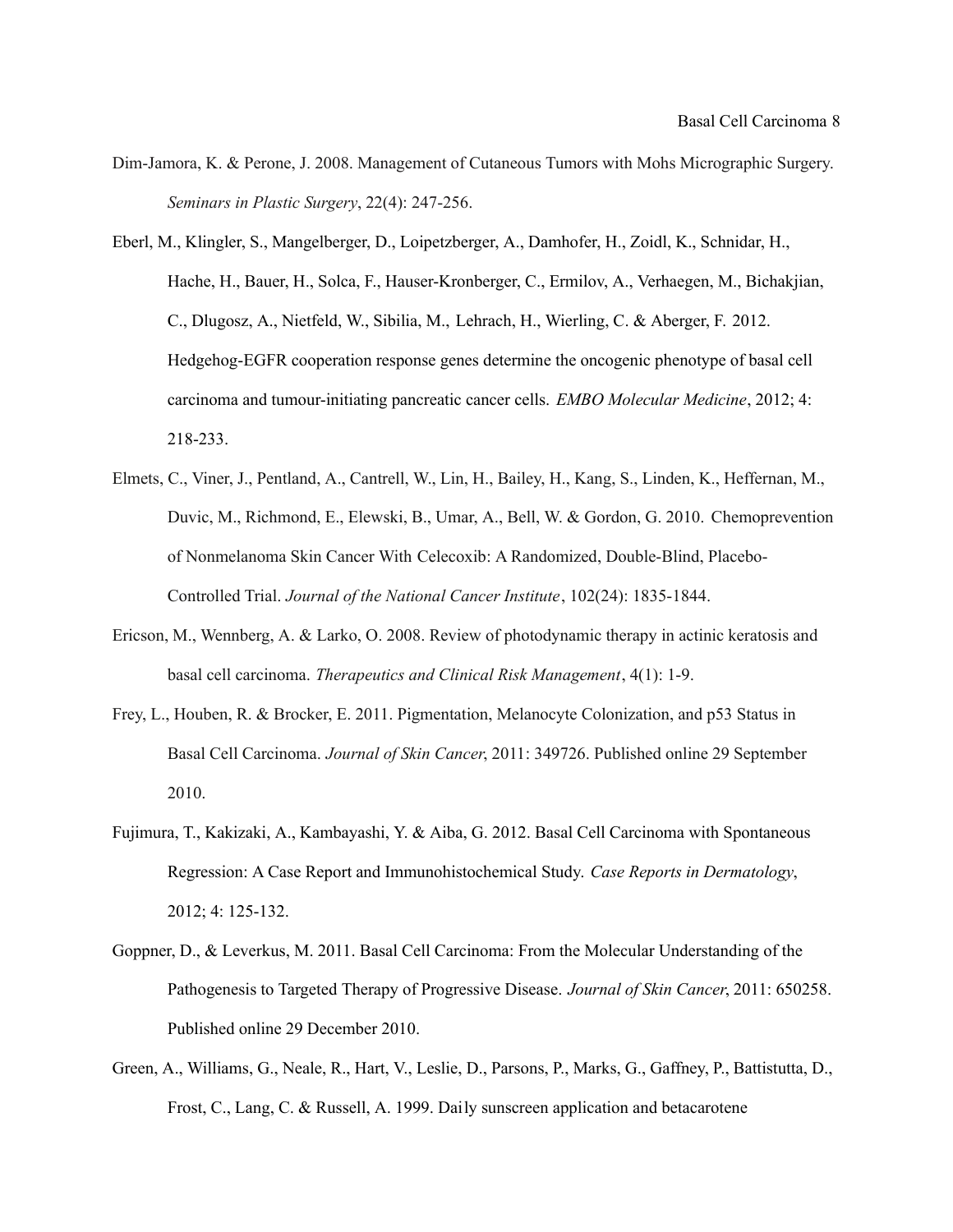Dim-Jamora, K. & Perone, J. 2008. Management of Cutaneous Tumors with Mohs Micrographic Surgery. *Seminars in Plastic Surgery*, 22(4): 247-256.

Eberl, M., Klingler, S., Mangelberger, D., Loipetzberger, A., Damhofer, H., Zoidl, K., Schnidar, H., Hache, H., Bauer, H., Solca, F., Hauser-Kronberger, C., Ermilov, A., Verhaegen, M., Bichakjian, C., Dlugosz, A., Nietfeld, W., Sibilia, M., Lehrach, H., Wierling, C. & Aberger, F. 2012. Hedgehog-EGFR cooperation response genes determine the oncogenic phenotype of basal cell carcinoma and tumour-initiating pancreatic cancer cells. *EMBO Molecular Medicine*, 2012; 4: 218-233.

Elmets, C., Viner, J., Pentland, A., Cantrell, W., Lin, H., Bailey, H., Kang, S., Linden, K., Heffernan, M., Duvic, M., Richmond, E., Elewski, B., Umar, A., Bell, W. & Gordon, G. 2010. Chemoprevention of Nonmelanoma Skin Cancer With Celecoxib: A Randomized, Double-Blind, Placebo-Controlled Trial. *Journal of the National Cancer Institute*, 102(24): 1835-1844.

Ericson, M., Wennberg, A. & Larko, O. 2008. Review of photodynamic therapy in actinic keratosis and basal cell carcinoma. *Therapeutics and Clinical Risk Management*, 4(1): 1-9.

Frey, L., Houben, R. & Brocker, E. 2011. Pigmentation, Melanocyte Colonization, and p53 Status in Basal Cell Carcinoma. *Journal of Skin Cancer*, 2011: 349726. Published online 29 September 2010.

Fujimura, T., Kakizaki, A., Kambayashi, Y. & Aiba, G. 2012. Basal Cell Carcinoma with Spontaneous Regression: A Case Report and Immunohistochemical Study. *Case Reports in Dermatology*, 2012; 4: 125-132.

Goppner, D., & Leverkus, M. 2011. Basal Cell Carcinoma: From the Molecular Understanding of the Pathogenesis to Targeted Therapy of Progressive Disease. *Journal of Skin Cancer*, 2011: 650258. Published online 29 December 2010.

Green, A., Williams, G., Neale, R., Hart, V., Leslie, D., Parsons, P., Marks, G., Gaffney, P., Battistutta, D., Frost, C., Lang, C. & Russell, A. 1999. Daily sunscreen application and betacarotene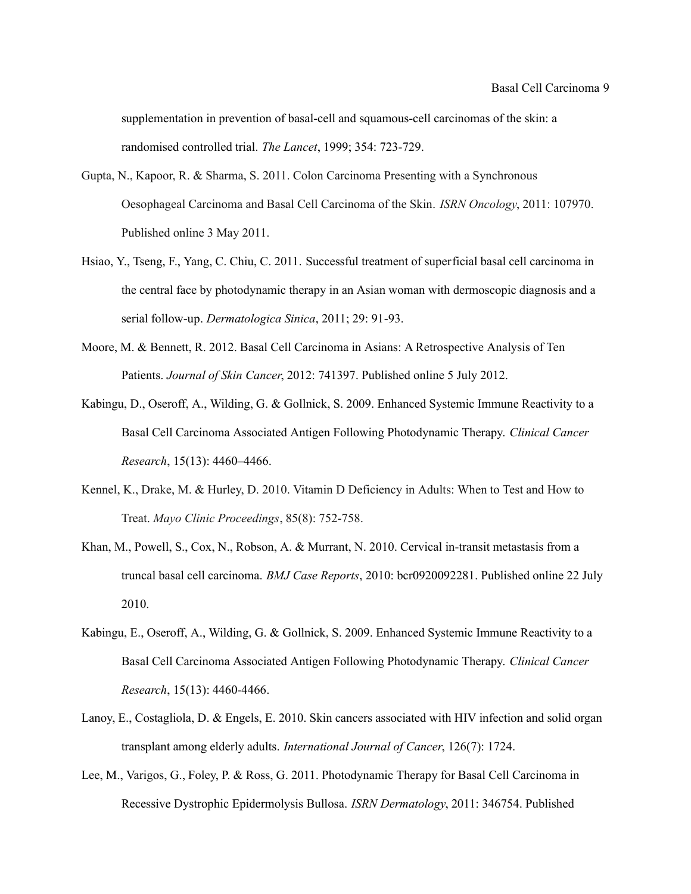supplementation in prevention of basal-cell and squamous-cell carcinomas of the skin: a randomised controlled trial. *The Lancet*, 1999; 354: 723-729.

Gupta, N., Kapoor, R. & Sharma, S. 2011. Colon Carcinoma Presenting with a Synchronous Oesophageal Carcinoma and Basal Cell Carcinoma of the Skin. *ISRN Oncology*, 2011: 107970. Published online 3 May 2011.

Hsiao, Y., Tseng, F., Yang, C. Chiu, C. 2011. Successful treatment of superficial basal cell carcinoma in the central face by photodynamic therapy in an Asian woman with dermoscopic diagnosis and a serial follow-up. *Dermatologica Sinica*, 2011; 29: 91-93.

Moore, M. & Bennett, R. 2012. Basal Cell Carcinoma in Asians: A Retrospective Analysis of Ten Patients. *Journal of Skin Cancer*, 2012: 741397. Published online 5 July 2012.

Kabingu, D., Oseroff, A., Wilding, G. & Gollnick, S. 2009. Enhanced Systemic Immune Reactivity to a Basal Cell Carcinoma Associated Antigen Following Photodynamic Therapy. *Clinical Cancer Research*, 15(13): 4460–4466.

Kennel, K., Drake, M. & Hurley, D. 2010. Vitamin D Deficiency in Adults: When to Test and How to Treat. *Mayo Clinic Proceedings*, 85(8): 752-758.

Khan, M., Powell, S., Cox, N., Robson, A. & Murrant, N. 2010. Cervical in-transit metastasis from a truncal basal cell carcinoma. *BMJ Case Reports*, 2010: bcr0920092281. Published online 22 July 2010.

Kabingu, E., Oseroff, A., Wilding, G. & Gollnick, S. 2009. Enhanced Systemic Immune Reactivity to a Basal Cell Carcinoma Associated Antigen Following Photodynamic Therapy. *Clinical Cancer Research*, 15(13): 4460-4466.

Lanoy, E., Costagliola, D. & Engels, E. 2010. Skin cancers associated with HIV infection and solid organ transplant among elderly adults. *International Journal of Cancer*, 126(7): 1724.

Lee, M., Varigos, G., Foley, P. & Ross, G. 2011. Photodynamic Therapy for Basal Cell Carcinoma in Recessive Dystrophic Epidermolysis Bullosa. *ISRN Dermatology*, 2011: 346754. Published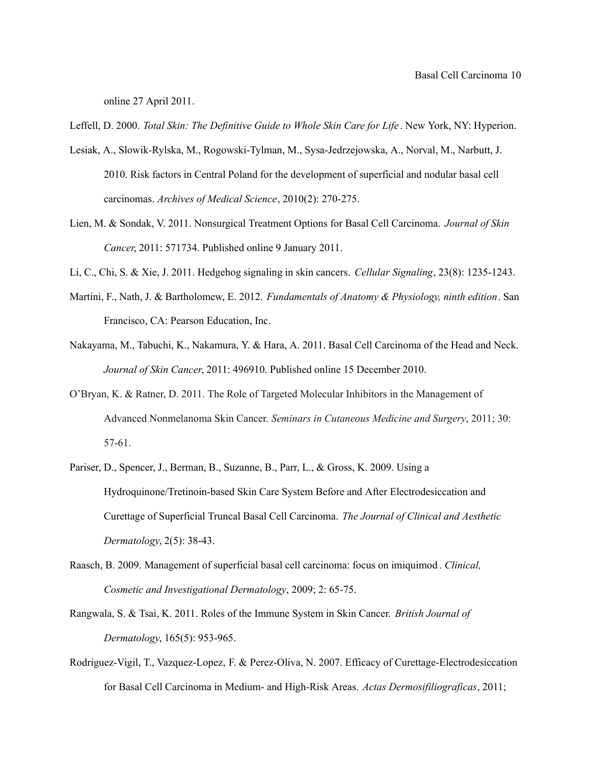online 27 April 2011.

Leffell, D. 2000. *Total Skin: The Definitive Guide to Whole Skin Care for Life*. New York, NY: Hyperion.

Lesiak, A., Slowik-Rylska, M., Rogowski-Tylman, M., Sysa-Jedrzejowska, A., Norval, M., Narbutt, J. 2010. Risk factors in Central Poland for the development of superficial and nodular basal cell carcinomas. *Archives of Medical Science*, 2010(2): 270-275.

Lien, M. & Sondak, V. 2011. Nonsurgical Treatment Options for Basal Cell Carcinoma. *Journal of Skin Cancer*, 2011: 571734. Published online 9 January 2011.

Li, C., Chi, S. & Xie, J. 2011. Hedgehog signaling in skin cancers. *Cellular Signaling*, 23(8): 1235-1243.

Martini, F., Nath, J. & Bartholomew, E. 2012. *Fundamentals of Anatomy & Physiology, ninth edition*. San Francisco, CA: Pearson Education, Inc.

Nakayama, M., Tabuchi, K., Nakamura, Y. & Hara, A. 2011. Basal Cell Carcinoma of the Head and Neck. *Journal of Skin Cancer*, 2011: 496910. Published online 15 December 2010.

O'Bryan, K. & Ratner, D. 2011. The Role of Targeted Molecular Inhibitors in the Management of Advanced Nonmelanoma Skin Cancer. *Seminars in Cutaneous Medicine and Surgery*, 2011; 30: 57-61.

Pariser, D., Spencer, J., Berman, B., Suzanne, B., Parr, L., & Gross, K. 2009. Using a Hydroquinone/Tretinoin-based Skin Care System Before and After Electrodesiccation and Curettage of Superficial Truncal Basal Cell Carcinoma. *The Journal of Clinical and Aesthetic Dermatology*, 2(5): 38-43.

Raasch, B. 2009. Management of superficial basal cell carcinoma: focus on imiquimod. *Clinical, Cosmetic and Investigational Dermatology*, 2009; 2: 65-75.

Rangwala, S. & Tsai, K. 2011. Roles of the Immune System in Skin Cancer. *British Journal of Dermatology*, 165(5): 953-965.

Rodriguez-Vigil, T., Vazquez-Lopez, F. & Perez-Oliva, N. 2007. Efficacy of Curettage-Electrodesiccation for Basal Cell Carcinoma in Medium- and High-Risk Areas. *Actas Dermosifiliograficas*, 2011;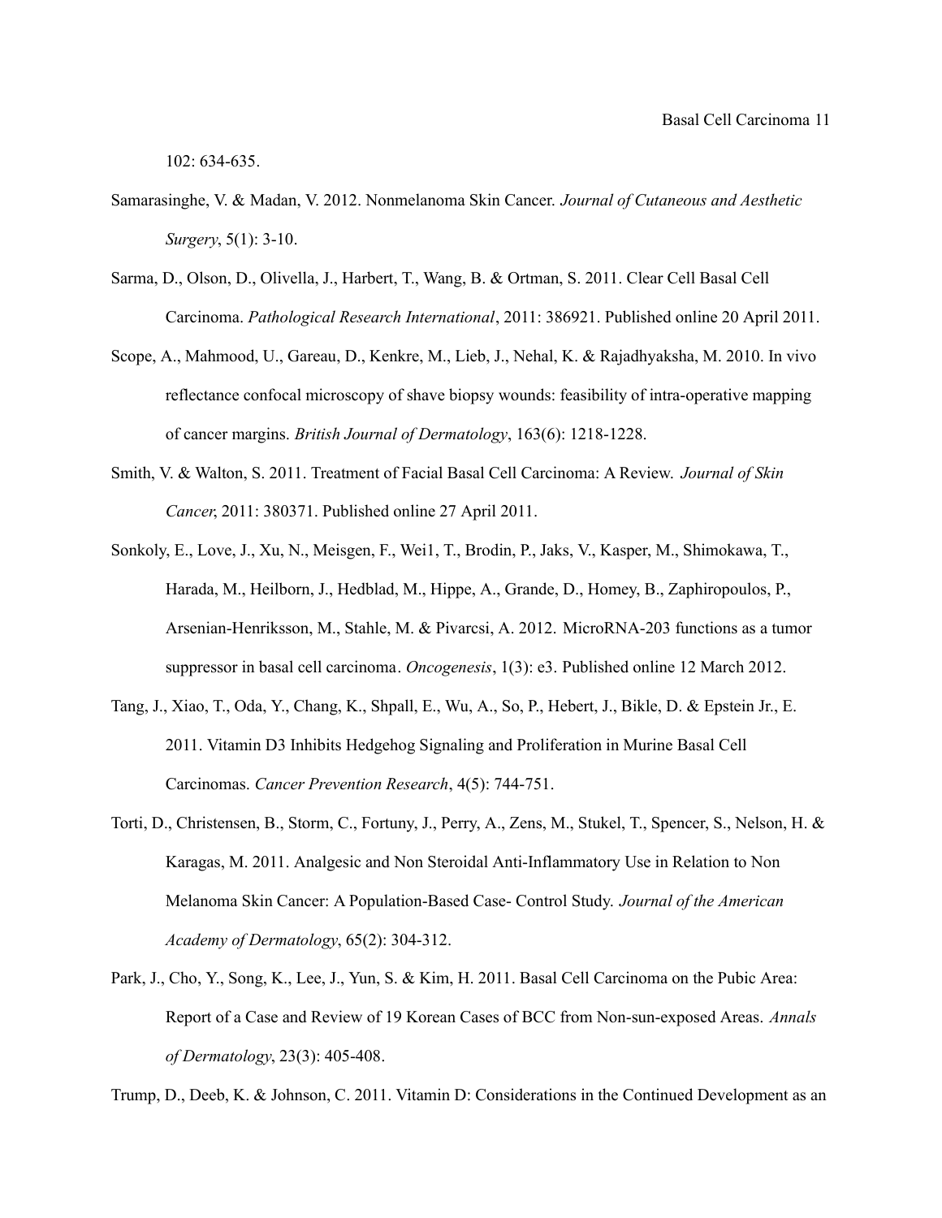102: 634-635.

Samarasinghe, V. & Madan, V. 2012. Nonmelanoma Skin Cancer. *Journal of Cutaneous and Aesthetic Surgery*, 5(1): 3-10.

Sarma, D., Olson, D., Olivella, J., Harbert, T., Wang, B. & Ortman, S. 2011. Clear Cell Basal Cell Carcinoma. *Pathological Research International*, 2011: 386921. Published online 20 April 2011.

Scope, A., Mahmood, U., Gareau, D., Kenkre, M., Lieb, J., Nehal, K. & Rajadhyaksha, M. 2010. In vivo reflectance confocal microscopy of shave biopsy wounds: feasibility of intra-operative mapping of cancer margins. *British Journal of Dermatology*, 163(6): 1218-1228.

Smith, V. & Walton, S. 2011. Treatment of Facial Basal Cell Carcinoma: A Review. *Journal of Skin Cancer*, 2011: 380371. Published online 27 April 2011.

Sonkoly, E., Love, J., Xu, N., Meisgen, F., Wei1, T., Brodin, P., Jaks, V., Kasper, M., Shimokawa, T., Harada, M., Heilborn, J., Hedblad, M., Hippe, A., Grande, D., Homey, B., Zaphiropoulos, P., Arsenian-Henriksson, M., Stahle, M. & Pivarcsi, A. 2012. MicroRNA-203 functions as a tumor suppressor in basal cell carcinoma. *Oncogenesis*, 1(3): e3. Published online 12 March 2012.

Tang, J., Xiao, T., Oda, Y., Chang, K., Shpall, E., Wu, A., So, P., Hebert, J., Bikle, D. & Epstein Jr., E. 2011. Vitamin D3 Inhibits Hedgehog Signaling and Proliferation in Murine Basal Cell Carcinomas. *Cancer Prevention Research*, 4(5): 744-751.

Torti, D., Christensen, B., Storm, C., Fortuny, J., Perry, A., Zens, M., Stukel, T., Spencer, S., Nelson, H. & Karagas, M. 2011. Analgesic and Non Steroidal Anti-Inflammatory Use in Relation to Non Melanoma Skin Cancer: A Population-Based Case- Control Study. *Journal of the American Academy of Dermatology*, 65(2): 304-312.

Park, J., Cho, Y., Song, K., Lee, J., Yun, S. & Kim, H. 2011. Basal Cell Carcinoma on the Pubic Area: Report of a Case and Review of 19 Korean Cases of BCC from Non-sun-exposed Areas. *Annals of Dermatology*, 23(3): 405-408.

Trump, D., Deeb, K. & Johnson, C. 2011. Vitamin D: Considerations in the Continued Development as an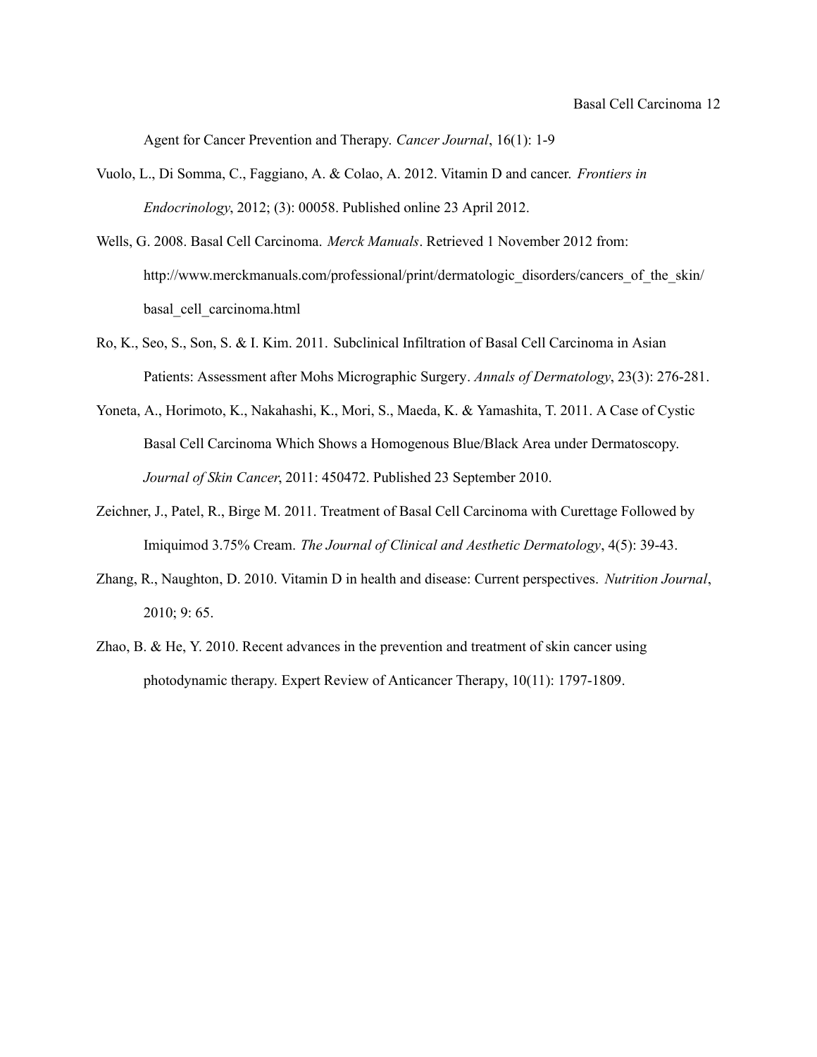Agent for Cancer Prevention and Therapy. *Cancer Journal*, 16(1): 1-9

Vuolo, L., Di Somma, C., Faggiano, A. & Colao, A. 2012. Vitamin D and cancer. *Frontiers in Endocrinology*, 2012; (3): 00058. Published online 23 April 2012.

Wells, G. 2008. Basal Cell Carcinoma. *Merck Manuals*. Retrieved 1 November 2012 from: http://www.merckmanuals.com/professional/print/dermatologic_disorders/cancers_of_the_skin/basal_cell_carcinoma.html

Ro, K., Seo, S., Son, S. & I. Kim. 2011. Subclinical Infiltration of Basal Cell Carcinoma in Asian Patients: Assessment after Mohs Micrographic Surgery. *Annals of Dermatology*, 23(3): 276-281.

Yoneta, A., Horimoto, K., Nakahashi, K., Mori, S., Maeda, K. & Yamashita, T. 2011. A Case of Cystic Basal Cell Carcinoma Which Shows a Homogenous Blue/Black Area under Dermatoscopy. *Journal of Skin Cancer*, 2011: 450472. Published 23 September 2010.

Zeichner, J., Patel, R., Birge M. 2011. Treatment of Basal Cell Carcinoma with Curettage Followed by Imiquimod 3.75% Cream. *The Journal of Clinical and Aesthetic Dermatology*, 4(5): 39-43.

Zhang, R., Naughton, D. 2010. Vitamin D in health and disease: Current perspectives. *Nutrition Journal*, 2010; 9: 65.

Zhao, B. & He, Y. 2010. Recent advances in the prevention and treatment of skin cancer using photodynamic therapy. Expert Review of Anticancer Therapy, 10(11): 1797-1809.